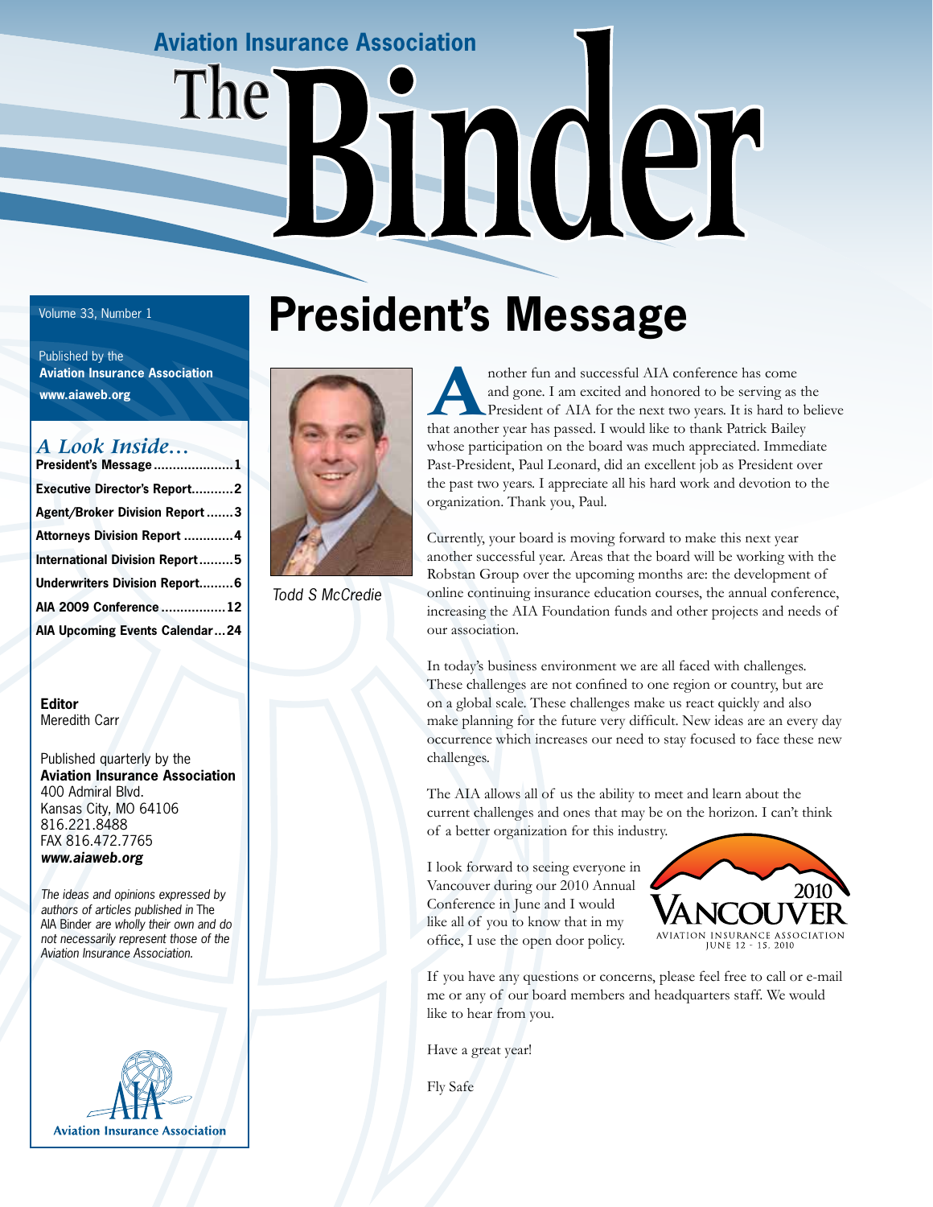Aviation Insurance Association

# The Binder

Volume 33, Number 1

Published by the
**Aviation Insurance Association**
**www.aiaweb.org**

## *A Look Inside…*

- **President's Message .................... 1**
- **Executive Director's Report........... 2**
- **Agent/Broker Division Report ....... 3**
- **Attorneys Division Report ............ 4**
- **International Division Report......... 5**
- **Underwriters Division Report......... 6**
- **AIA 2009 Conference ................. 12**
- **AIA Upcoming Events Calendar ... 24**

**Editor**
Meredith Carr

Published quarterly by the
**Aviation Insurance Association**
400 Admiral Blvd.
Kansas City, MO 64106
816.221.8488
FAX 816.472.7765
***www.aiaweb.org***

*The ideas and opinions expressed by authors of articles published in* The AIA Binder *are wholly their own and do not necessarily represent those of the Aviation Insurance Association.*

Aviation Insurance Association

# President's Message

*Todd S McCredie*

Another fun and successful AIA conference has come and gone. I am excited and honored to be serving as the President of AIA for the next two years. It is hard to believe that another year has passed. I would like to thank Patrick Bailey whose participation on the board was much appreciated. Immediate Past-President, Paul Leonard, did an excellent job as President over the past two years. I appreciate all his hard work and devotion to the organization. Thank you, Paul.

Currently, your board is moving forward to make this next year another successful year. Areas that the board will be working with the Robstan Group over the upcoming months are: the development of online continuing insurance education courses, the annual conference, increasing the AIA Foundation funds and other projects and needs of our association.

In today's business environment we are all faced with challenges. These challenges are not confined to one region or country, but are on a global scale. These challenges make us react quickly and also make planning for the future very difficult. New ideas are an every day occurrence which increases our need to stay focused to face these new challenges.

The AIA allows all of us the ability to meet and learn about the current challenges and ones that may be on the horizon. I can't think of a better organization for this industry.

I look forward to seeing everyone in Vancouver during our 2010 Annual Conference in June and I would like all of you to know that in my office, I use the open door policy.

2010 VANCOUVER
AVIATION INSURANCE ASSOCIATION
JUNE 12 - 15, 2010

If you have any questions or concerns, please feel free to call or e-mail me or any of our board members and headquarters staff. We would like to hear from you.

Have a great year!

Fly Safe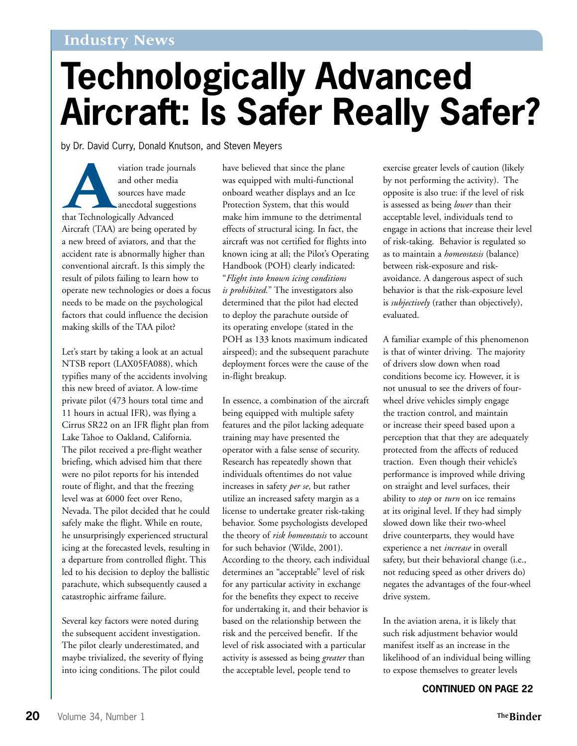Industry News

# Technologically Advanced Aircraft: Is Safer Really Safer?

by Dr. David Curry, Donald Knutson, and Steven Meyers

Aviation trade journals and other media sources have made anecdotal suggestions that Technologically Advanced Aircraft (TAA) are being operated by a new breed of aviators, and that the accident rate is abnormally higher than conventional aircraft. Is this simply the result of pilots failing to learn how to operate new technologies or does a focus needs to be made on the psychological factors that could influence the decision making skills of the TAA pilot?

Let's start by taking a look at an actual NTSB report (LAX05FA088), which typifies many of the accidents involving this new breed of aviator. A low-time private pilot (473 hours total time and 11 hours in actual IFR), was flying a Cirrus SR22 on an IFR flight plan from Lake Tahoe to Oakland, California. The pilot received a pre-flight weather briefing, which advised him that there were no pilot reports for his intended route of flight, and that the freezing level was at 6000 feet over Reno, Nevada. The pilot decided that he could safely make the flight. While en route, he unsurprisingly experienced structural icing at the forecasted levels, resulting in a departure from controlled flight. This led to his decision to deploy the ballistic parachute, which subsequently caused a catastrophic airframe failure.

Several key factors were noted during the subsequent accident investigation. The pilot clearly underestimated, and maybe trivialized, the severity of flying into icing conditions. The pilot could have believed that since the plane was equipped with multi-functional onboard weather displays and an Ice Protection System, that this would make him immune to the detrimental effects of structural icing. In fact, the aircraft was not certified for flights into known icing at all; the Pilot's Operating Handbook (POH) clearly indicated: "*Flight into known icing conditions is prohibited.*" The investigators also determined that the pilot had elected to deploy the parachute outside of its operating envelope (stated in the POH as 133 knots maximum indicated airspeed); and the subsequent parachute deployment forces were the cause of the in-flight breakup.

In essence, a combination of the aircraft being equipped with multiple safety features and the pilot lacking adequate training may have presented the operator with a false sense of security. Research has repeatedly shown that individuals oftentimes do not value increases in safety *per se*, but rather utilize an increased safety margin as a license to undertake greater risk-taking behavior. Some psychologists developed the theory of *risk homeostasis* to account for such behavior (Wilde, 2001). According to the theory, each individual determines an "acceptable" level of risk for any particular activity in exchange for the benefits they expect to receive for undertaking it, and their behavior is based on the relationship between the risk and the perceived benefit. If the level of risk associated with a particular activity is assessed as being *greater* than the acceptable level, people tend to exercise greater levels of caution (likely by not performing the activity). The opposite is also true: if the level of risk is assessed as being *lower* than their acceptable level, individuals tend to engage in actions that increase their level of risk-taking. Behavior is regulated so as to maintain a *homeostasis* (balance) between risk-exposure and risk-avoidance. A dangerous aspect of such behavior is that the risk-exposure level is *subjectively* (rather than objectively), evaluated.

A familiar example of this phenomenon is that of winter driving. The majority of drivers slow down when road conditions become icy. However, it is not unusual to see the drivers of four-wheel drive vehicles simply engage the traction control, and maintain or increase their speed based upon a perception that that they are adequately protected from the affects of reduced traction. Even though their vehicle's performance is improved while driving on straight and level surfaces, their ability to *stop* or *turn* on ice remains at its original level. If they had simply slowed down like their two-wheel drive counterparts, they would have experience a net *increase* in overall safety, but their behavioral change (i.e., not reducing speed as other drivers do) negates the advantages of the four-wheel drive system.

In the aviation arena, it is likely that such risk adjustment behavior would manifest itself as an increase in the likelihood of an individual being willing to expose themselves to greater levels

**CONTINUED ON PAGE 22**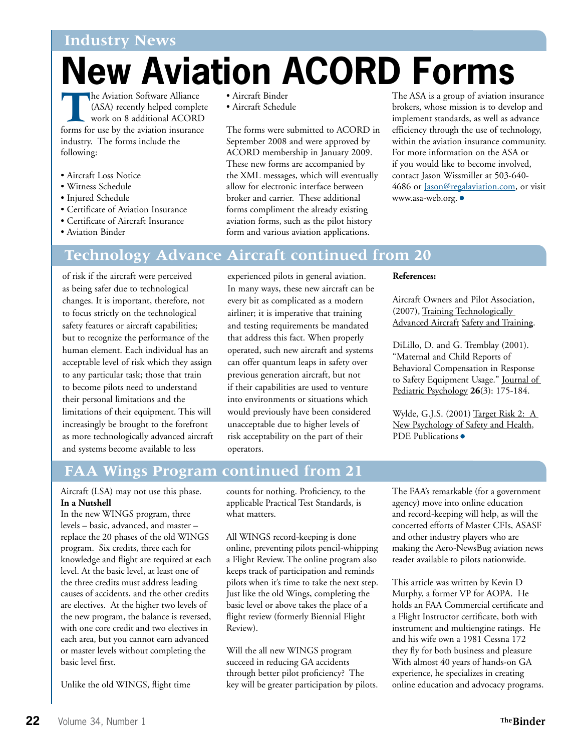## Industry News

# New Aviation ACORD Forms

The Aviation Software Alliance (ASA) recently helped complete work on 8 additional ACORD forms for use by the aviation insurance industry. The forms include the following:

- Aircraft Loss Notice
- Witness Schedule
- Injured Schedule
- Certificate of Aviation Insurance
- Certificate of Aircraft Insurance
- Aviation Binder
- Aircraft Binder
- Aircraft Schedule

The forms were submitted to ACORD in September 2008 and were approved by ACORD membership in January 2009. These new forms are accompanied by the XML messages, which will eventually allow for electronic interface between broker and carrier. These additional forms compliment the already existing aviation forms, such as the pilot history form and various aviation applications.

The ASA is a group of aviation insurance brokers, whose mission is to develop and implement standards, as well as advance efficiency through the use of technology, within the aviation insurance community. For more information on the ASA or if you would like to become involved, contact Jason Wissmiller at 503-640-4686 or Jason@regalaviation.com, or visit www.asa-web.org. ●

## Technology Advance Aircraft continued from 20

of risk if the aircraft were perceived as being safer due to technological changes. It is important, therefore, not to focus strictly on the technological safety features or aircraft capabilities; but to recognize the performance of the human element. Each individual has an acceptable level of risk which they assign to any particular task; those that train to become pilots need to understand their personal limitations and the limitations of their equipment. This will increasingly be brought to the forefront as more technologically advanced aircraft and systems become available to less experienced pilots in general aviation. In many ways, these new aircraft can be every bit as complicated as a modern airliner; it is imperative that training and testing requirements be mandated that address this fact. When properly operated, such new aircraft and systems can offer quantum leaps in safety over previous generation aircraft, but not if their capabilities are used to venture into environments or situations which would previously have been considered unacceptable due to higher levels of risk acceptability on the part of their operators.

**References:**

Aircraft Owners and Pilot Association, (2007), Training Technologically Advanced Aircraft Safety and Training.

DiLillo, D. and G. Tremblay (2001). "Maternal and Child Reports of Behavioral Compensation in Response to Safety Equipment Usage." Journal of Pediatric Psychology **26**(3): 175-184.

Wylde, G.J.S. (2001) Target Risk 2: A New Psychology of Safety and Health, PDE Publications ●

## FAA Wings Program continued from 21

Aircraft (LSA) may not use this phase.

**In a Nutshell**

In the new WINGS program, three levels – basic, advanced, and master – replace the 20 phases of the old WINGS program. Six credits, three each for knowledge and flight are required at each level. At the basic level, at least one of the three credits must address leading causes of accidents, and the other credits are electives. At the higher two levels of the new program, the balance is reversed, with one core credit and two electives in each area, but you cannot earn advanced or master levels without completing the basic level first.

Unlike the old WINGS, flight time counts for nothing. Proficiency, to the applicable Practical Test Standards, is what matters.

All WINGS record-keeping is done online, preventing pilots pencil-whipping a Flight Review. The online program also keeps track of participation and reminds pilots when it's time to take the next step. Just like the old Wings, completing the basic level or above takes the place of a flight review (formerly Biennial Flight Review).

Will the all new WINGS program succeed in reducing GA accidents through better pilot proficiency? The key will be greater participation by pilots. The FAA's remarkable (for a government agency) move into online education and record-keeping will help, as will the concerted efforts of Master CFIs, ASASF and other industry players who are making the Aero-NewsBug aviation news reader available to pilots nationwide.

This article was written by Kevin D Murphy, a former VP for AOPA. He holds an FAA Commercial certificate and a Flight Instructor certificate, both with instrument and multiengine ratings. He and his wife own a 1981 Cessna 172 they fly for both business and pleasure With almost 40 years of hands-on GA experience, he specializes in creating online education and advocacy programs.